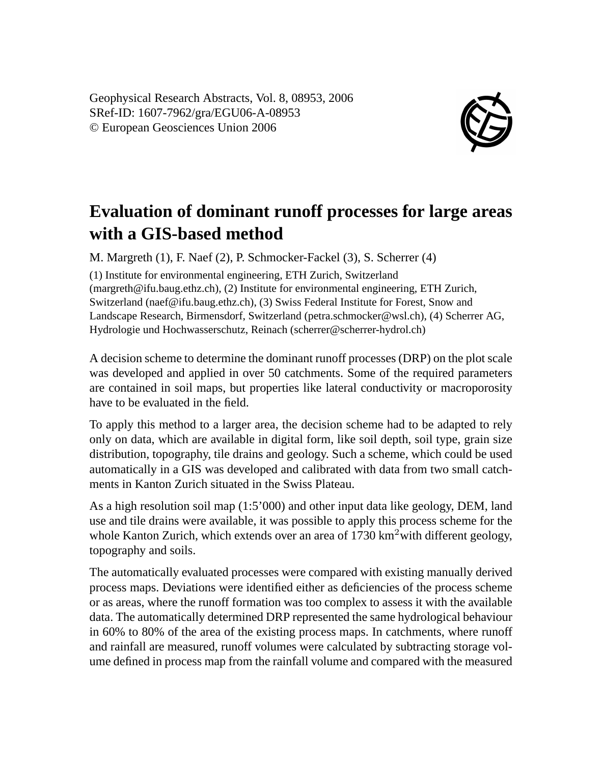Geophysical Research Abstracts, Vol. 8, 08953, 2006
SRef-ID: 1607-7962/gra/EGU06-A-08953
© European Geosciences Union 2006

# Evaluation of dominant runoff processes for large areas with a GIS-based method

M. Margreth (1), F. Naef (2), P. Schmocker-Fackel (3), S. Scherrer (4)

(1) Institute for environmental engineering, ETH Zurich, Switzerland (margreth@ifu.baug.ethz.ch), (2) Institute for environmental engineering, ETH Zurich, Switzerland (naef@ifu.baug.ethz.ch), (3) Swiss Federal Institute for Forest, Snow and Landscape Research, Birmensdorf, Switzerland (petra.schmocker@wsl.ch), (4) Scherrer AG, Hydrologie und Hochwasserschutz, Reinach (scherrer@scherrer-hydrol.ch)

A decision scheme to determine the dominant runoff processes (DRP) on the plot scale was developed and applied in over 50 catchments. Some of the required parameters are contained in soil maps, but properties like lateral conductivity or macroporosity have to be evaluated in the field.

To apply this method to a larger area, the decision scheme had to be adapted to rely only on data, which are available in digital form, like soil depth, soil type, grain size distribution, topography, tile drains and geology. Such a scheme, which could be used automatically in a GIS was developed and calibrated with data from two small catchments in Kanton Zurich situated in the Swiss Plateau.

As a high resolution soil map (1:5'000) and other input data like geology, DEM, land use and tile drains were available, it was possible to apply this process scheme for the whole Kanton Zurich, which extends over an area of 1730 km$^2$with different geology, topography and soils.

The automatically evaluated processes were compared with existing manually derived process maps. Deviations were identified either as deficiencies of the process scheme or as areas, where the runoff formation was too complex to assess it with the available data. The automatically determined DRP represented the same hydrological behaviour in 60% to 80% of the area of the existing process maps. In catchments, where runoff and rainfall are measured, runoff volumes were calculated by subtracting storage volume defined in process map from the rainfall volume and compared with the measured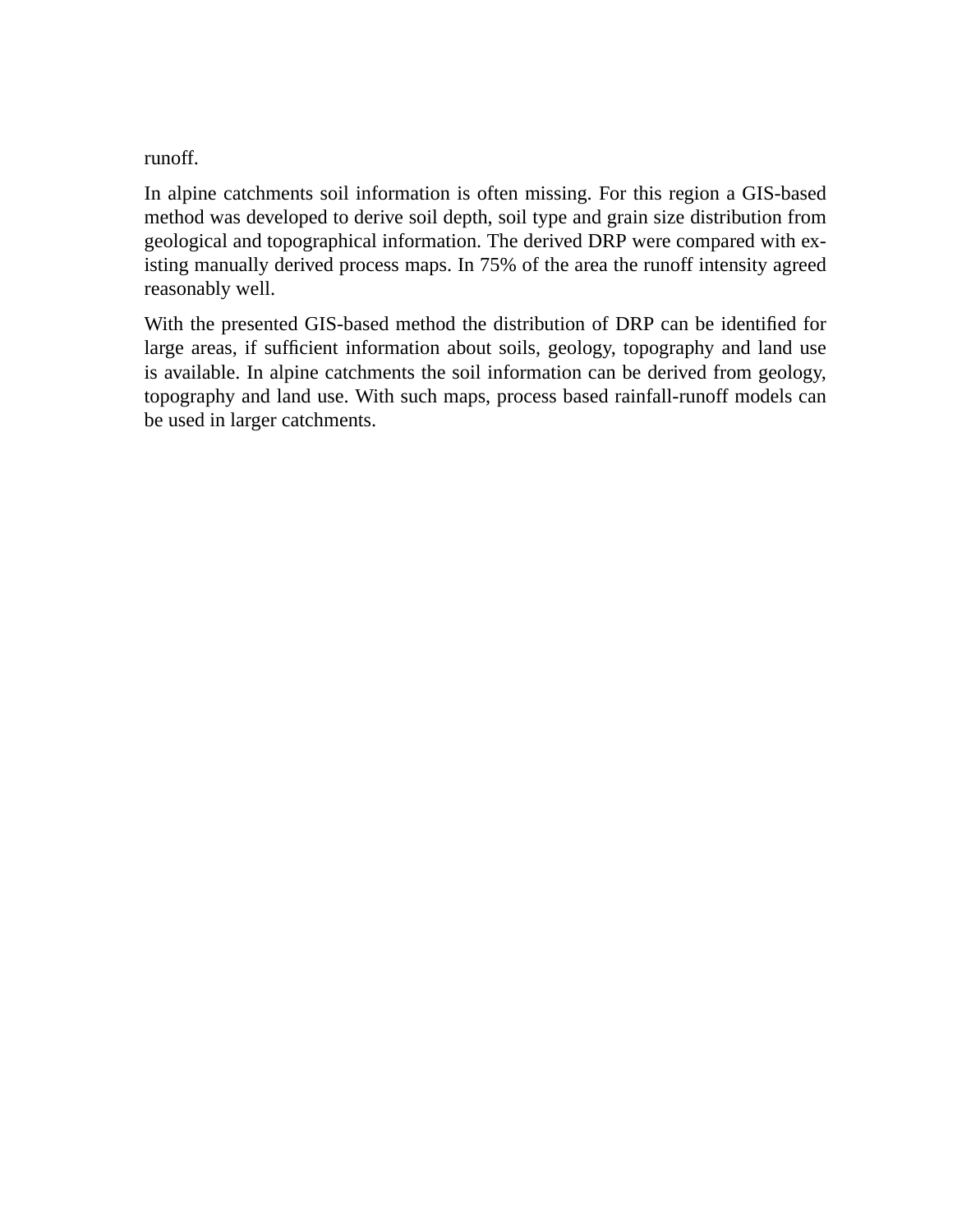runoff.

In alpine catchments soil information is often missing. For this region a GIS-based method was developed to derive soil depth, soil type and grain size distribution from geological and topographical information. The derived DRP were compared with existing manually derived process maps. In 75% of the area the runoff intensity agreed reasonably well.

With the presented GIS-based method the distribution of DRP can be identified for large areas, if sufficient information about soils, geology, topography and land use is available. In alpine catchments the soil information can be derived from geology, topography and land use. With such maps, process based rainfall-runoff models can be used in larger catchments.